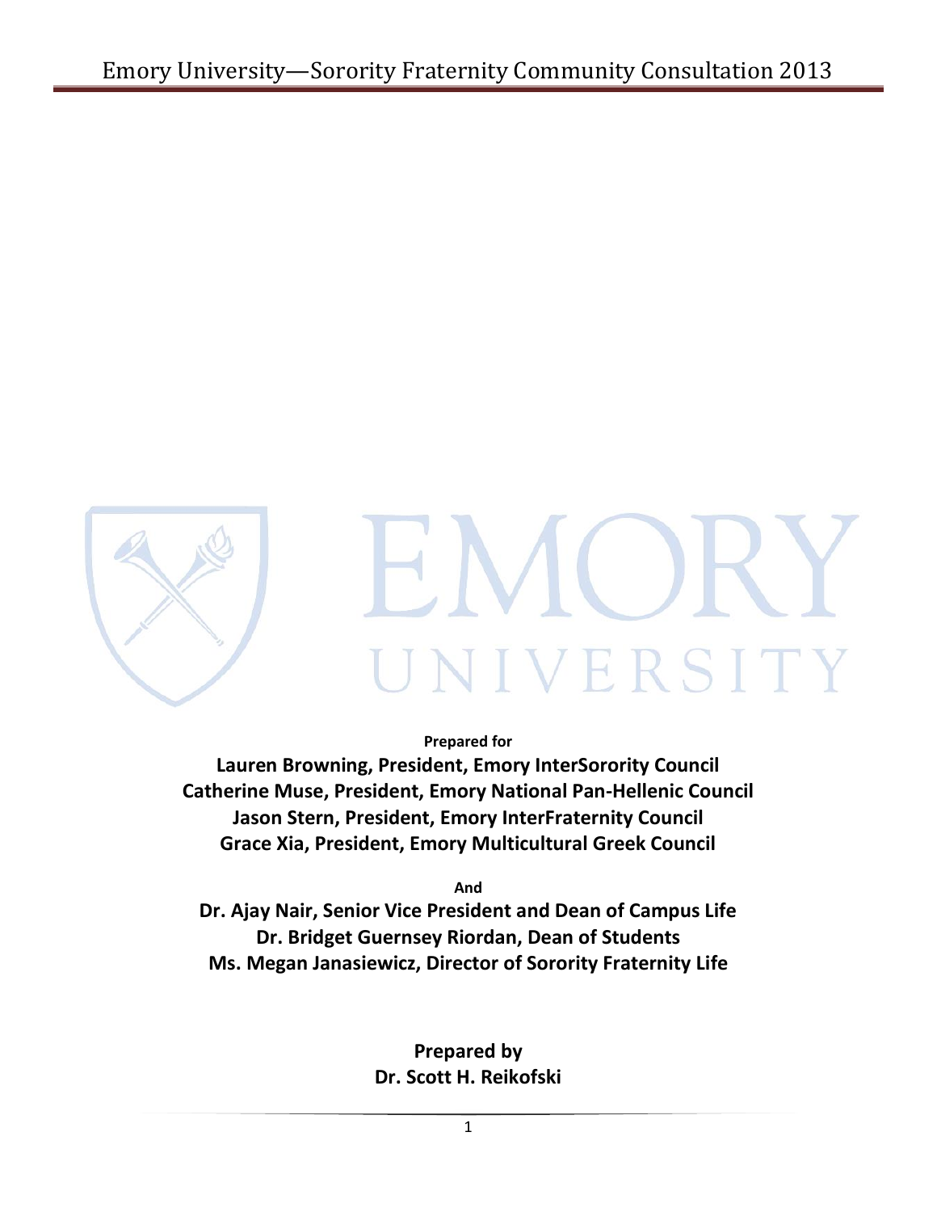# Emory University—Sorority Fraternity Community Consultation 2013

**Prepared for**

**Lauren Browning, President, Emory InterSorority Council**
**Catherine Muse, President, Emory National Pan-Hellenic Council**
**Jason Stern, President, Emory InterFraternity Council**
**Grace Xia, President, Emory Multicultural Greek Council**

**And**

**Dr. Ajay Nair, Senior Vice President and Dean of Campus Life**
**Dr. Bridget Guernsey Riordan, Dean of Students**
**Ms. Megan Janasiewicz, Director of Sorority Fraternity Life**

**Prepared by**
**Dr. Scott H. Reikofski**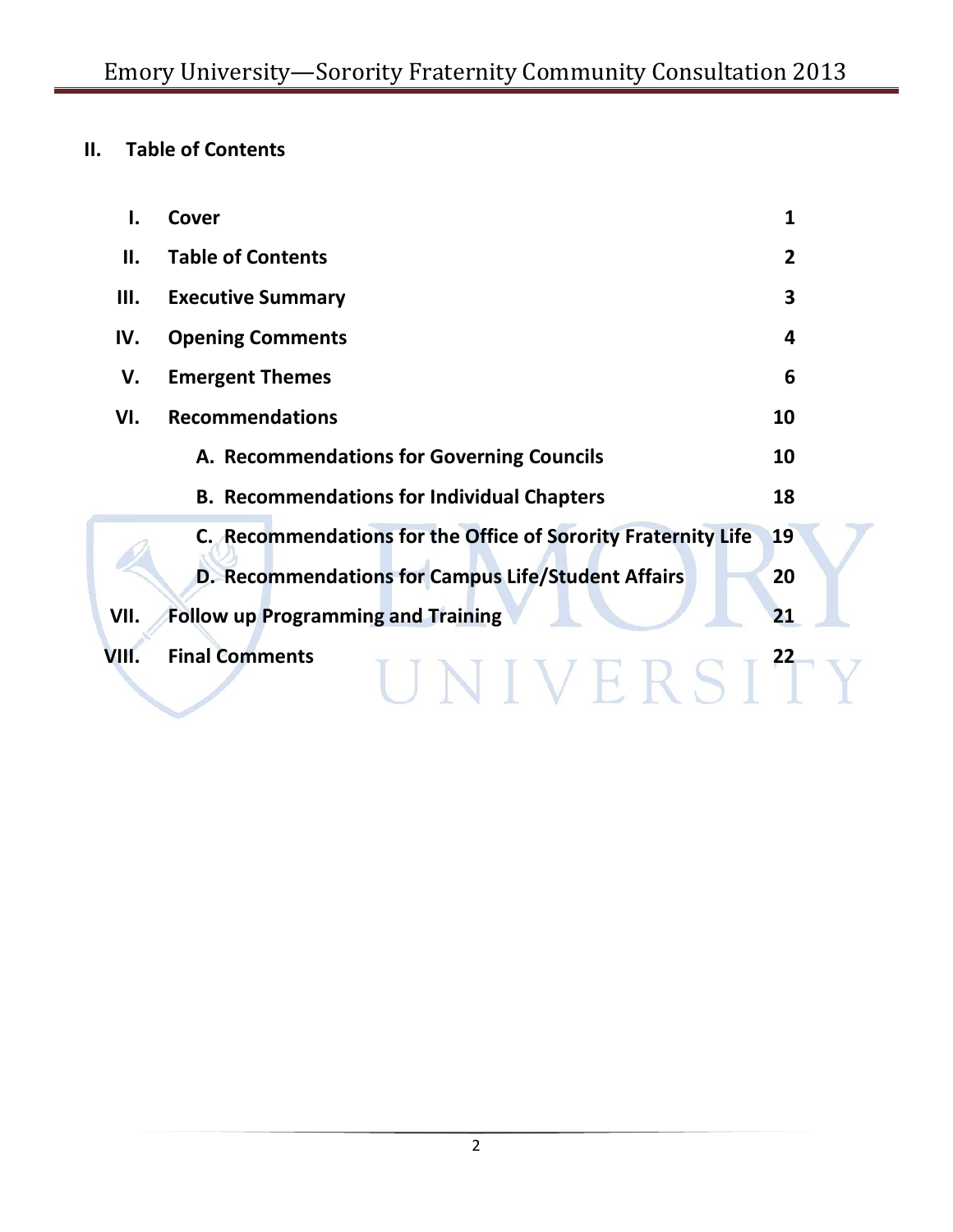## II. Table of Contents

| | | |
|---|---|---|
| **I.** | **Cover** | **1** |
| **II.** | **Table of Contents** | **2** |
| **III.** | **Executive Summary** | **3** |
| **IV.** | **Opening Comments** | **4** |
| **V.** | **Emergent Themes** | **6** |
| **VI.** | **Recommendations** | **10** |
| | **A. Recommendations for Governing Councils** | **10** |
| | **B. Recommendations for Individual Chapters** | **18** |
| | **C. Recommendations for the Office of Sorority Fraternity Life** | **19** |
| | **D. Recommendations for Campus Life/Student Affairs** | **20** |
| **VII.** | **Follow up Programming and Training** | **21** |
| **VIII.** | **Final Comments** | **22** |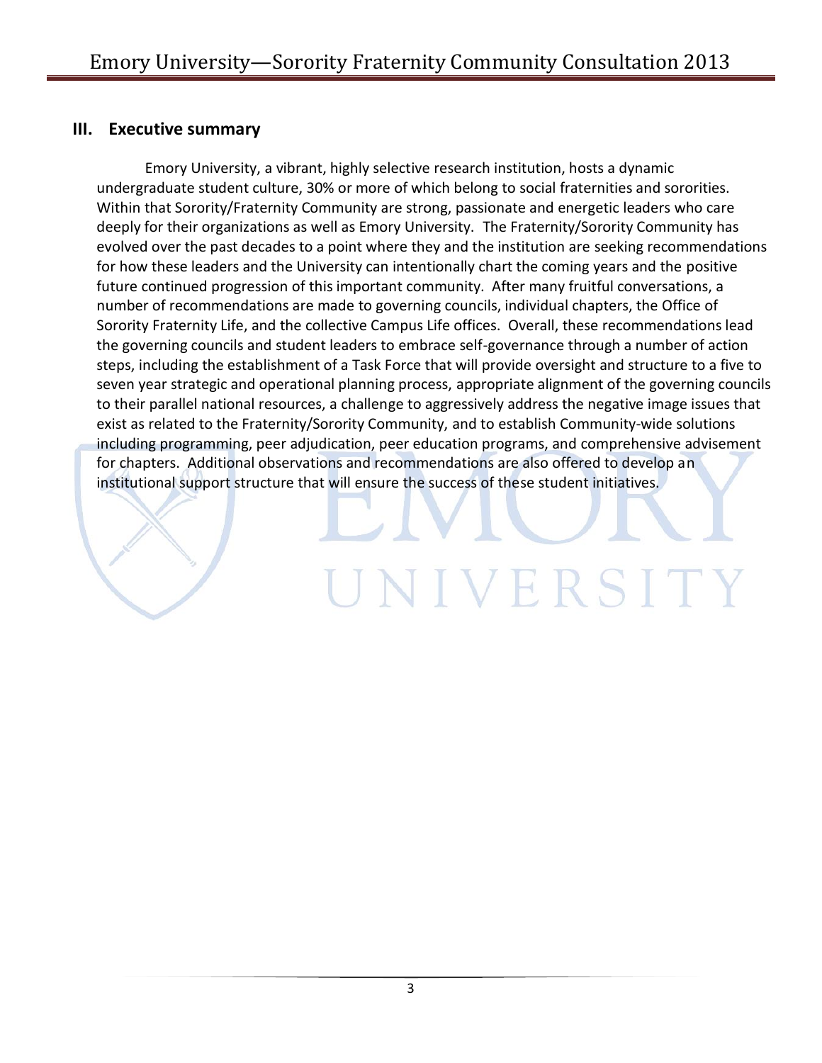## III. Executive summary

Emory University, a vibrant, highly selective research institution, hosts a dynamic undergraduate student culture, 30% or more of which belong to social fraternities and sororities. Within that Sorority/Fraternity Community are strong, passionate and energetic leaders who care deeply for their organizations as well as Emory University. The Fraternity/Sorority Community has evolved over the past decades to a point where they and the institution are seeking recommendations for how these leaders and the University can intentionally chart the coming years and the positive future continued progression of this important community. After many fruitful conversations, a number of recommendations are made to governing councils, individual chapters, the Office of Sorority Fraternity Life, and the collective Campus Life offices. Overall, these recommendations lead the governing councils and student leaders to embrace self-governance through a number of action steps, including the establishment of a Task Force that will provide oversight and structure to a five to seven year strategic and operational planning process, appropriate alignment of the governing councils to their parallel national resources, a challenge to aggressively address the negative image issues that exist as related to the Fraternity/Sorority Community, and to establish Community-wide solutions including programming, peer adjudication, peer education programs, and comprehensive advisement for chapters. Additional observations and recommendations are also offered to develop an institutional support structure that will ensure the success of these student initiatives.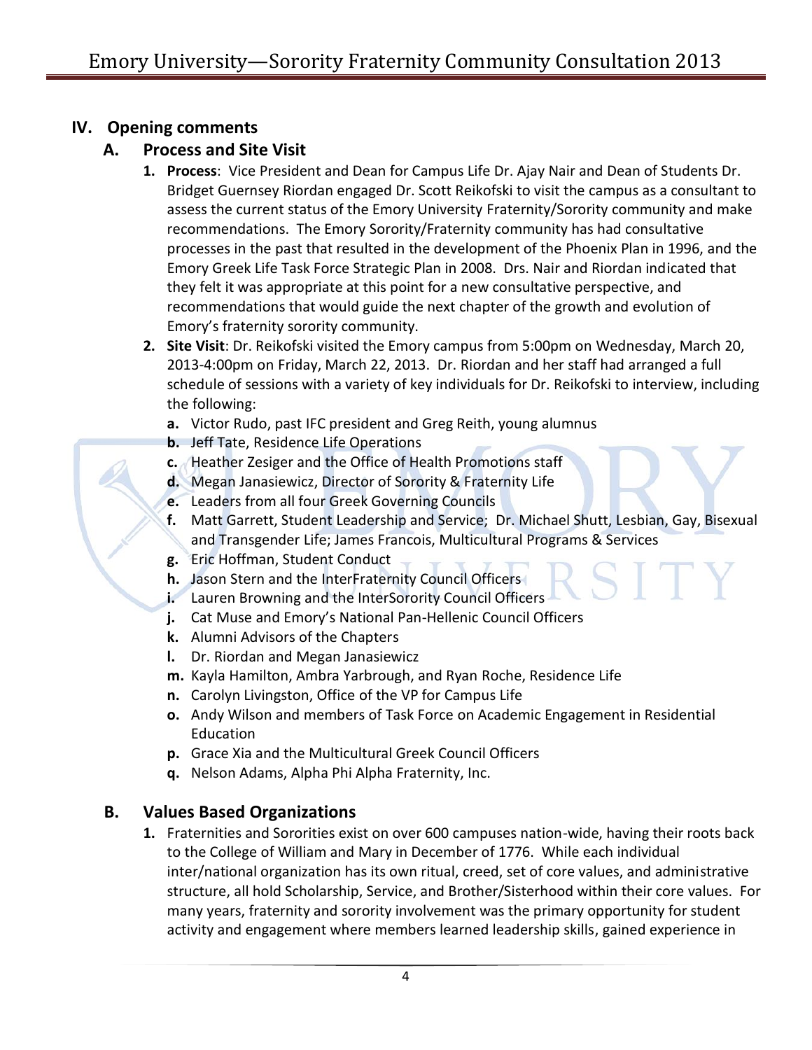## IV. Opening comments

### A. Process and Site Visit

1. **Process**: Vice President and Dean for Campus Life Dr. Ajay Nair and Dean of Students Dr. Bridget Guernsey Riordan engaged Dr. Scott Reikofski to visit the campus as a consultant to assess the current status of the Emory University Fraternity/Sorority community and make recommendations. The Emory Sorority/Fraternity community has had consultative processes in the past that resulted in the development of the Phoenix Plan in 1996, and the Emory Greek Life Task Force Strategic Plan in 2008. Drs. Nair and Riordan indicated that they felt it was appropriate at this point for a new consultative perspective, and recommendations that would guide the next chapter of the growth and evolution of Emory's fraternity sorority community.
2. **Site Visit**: Dr. Reikofski visited the Emory campus from 5:00pm on Wednesday, March 20, 2013-4:00pm on Friday, March 22, 2013. Dr. Riordan and her staff had arranged a full schedule of sessions with a variety of key individuals for Dr. Reikofski to interview, including the following:
   - **a.** Victor Rudo, past IFC president and Greg Reith, young alumnus
   - **b.** Jeff Tate, Residence Life Operations
   - **c.** Heather Zesiger and the Office of Health Promotions staff
   - **d.** Megan Janasiewicz, Director of Sorority & Fraternity Life
   - **e.** Leaders from all four Greek Governing Councils
   - **f.** Matt Garrett, Student Leadership and Service; Dr. Michael Shutt, Lesbian, Gay, Bisexual and Transgender Life; James Francois, Multicultural Programs & Services
   - **g.** Eric Hoffman, Student Conduct
   - **h.** Jason Stern and the InterFraternity Council Officers
   - **i.** Lauren Browning and the InterSorority Council Officers
   - **j.** Cat Muse and Emory's National Pan-Hellenic Council Officers
   - **k.** Alumni Advisors of the Chapters
   - **l.** Dr. Riordan and Megan Janasiewicz
   - **m.** Kayla Hamilton, Ambra Yarbrough, and Ryan Roche, Residence Life
   - **n.** Carolyn Livingston, Office of the VP for Campus Life
   - **o.** Andy Wilson and members of Task Force on Academic Engagement in Residential Education
   - **p.** Grace Xia and the Multicultural Greek Council Officers
   - **q.** Nelson Adams, Alpha Phi Alpha Fraternity, Inc.

### B. Values Based Organizations

1. Fraternities and Sororities exist on over 600 campuses nation-wide, having their roots back to the College of William and Mary in December of 1776. While each individual inter/national organization has its own ritual, creed, set of core values, and administrative structure, all hold Scholarship, Service, and Brother/Sisterhood within their core values. For many years, fraternity and sorority involvement was the primary opportunity for student activity and engagement where members learned leadership skills, gained experience in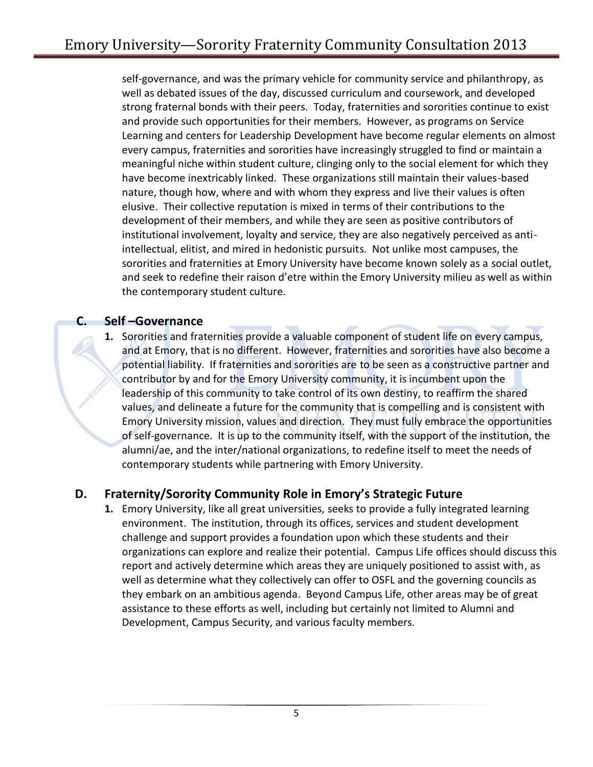self-governance, and was the primary vehicle for community service and philanthropy, as well as debated issues of the day, discussed curriculum and coursework, and developed strong fraternal bonds with their peers. Today, fraternities and sororities continue to exist and provide such opportunities for their members. However, as programs on Service Learning and centers for Leadership Development have become regular elements on almost every campus, fraternities and sororities have increasingly struggled to find or maintain a meaningful niche within student culture, clinging only to the social element for which they have become inextricably linked. These organizations still maintain their values-based nature, though how, where and with whom they express and live their values is often elusive. Their collective reputation is mixed in terms of their contributions to the development of their members, and while they are seen as positive contributors of institutional involvement, loyalty and service, they are also negatively perceived as anti-intellectual, elitist, and mired in hedonistic pursuits. Not unlike most campuses, the sororities and fraternities at Emory University have become known solely as a social outlet, and seek to redefine their raison d'etre within the Emory University milieu as well as within the contemporary student culture.

## C. Self –Governance

1. Sororities and fraternities provide a valuable component of student life on every campus, and at Emory, that is no different. However, fraternities and sororities have also become a potential liability. If fraternities and sororities are to be seen as a constructive partner and contributor by and for the Emory University community, it is incumbent upon the leadership of this community to take control of its own destiny, to reaffirm the shared values, and delineate a future for the community that is compelling and is consistent with Emory University mission, values and direction. They must fully embrace the opportunities of self-governance. It is up to the community itself, with the support of the institution, the alumni/ae, and the inter/national organizations, to redefine itself to meet the needs of contemporary students while partnering with Emory University.

## D. Fraternity/Sorority Community Role in Emory's Strategic Future

1. Emory University, like all great universities, seeks to provide a fully integrated learning environment. The institution, through its offices, services and student development challenge and support provides a foundation upon which these students and their organizations can explore and realize their potential. Campus Life offices should discuss this report and actively determine which areas they are uniquely positioned to assist with, as well as determine what they collectively can offer to OSFL and the governing councils as they embark on an ambitious agenda. Beyond Campus Life, other areas may be of great assistance to these efforts as well, including but certainly not limited to Alumni and Development, Campus Security, and various faculty members.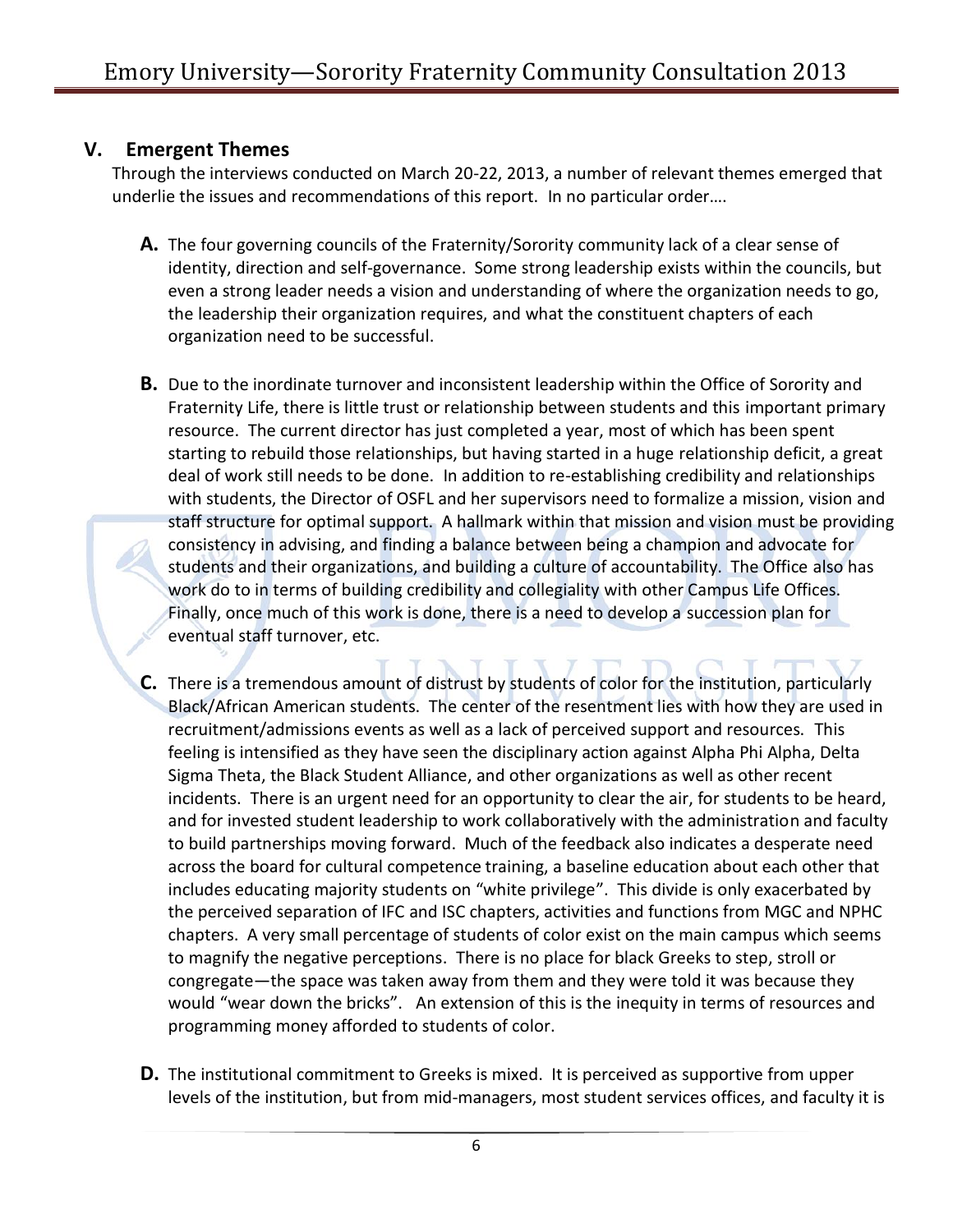## V. Emergent Themes

Through the interviews conducted on March 20-22, 2013, a number of relevant themes emerged that underlie the issues and recommendations of this report. In no particular order….

**A.** The four governing councils of the Fraternity/Sorority community lack of a clear sense of identity, direction and self-governance. Some strong leadership exists within the councils, but even a strong leader needs a vision and understanding of where the organization needs to go, the leadership their organization requires, and what the constituent chapters of each organization need to be successful.

**B.** Due to the inordinate turnover and inconsistent leadership within the Office of Sorority and Fraternity Life, there is little trust or relationship between students and this important primary resource. The current director has just completed a year, most of which has been spent starting to rebuild those relationships, but having started in a huge relationship deficit, a great deal of work still needs to be done. In addition to re-establishing credibility and relationships with students, the Director of OSFL and her supervisors need to formalize a mission, vision and staff structure for optimal support. A hallmark within that mission and vision must be providing consistency in advising, and finding a balance between being a champion and advocate for students and their organizations, and building a culture of accountability. The Office also has work do to in terms of building credibility and collegiality with other Campus Life Offices. Finally, once much of this work is done, there is a need to develop a succession plan for eventual staff turnover, etc.

**C.** There is a tremendous amount of distrust by students of color for the institution, particularly Black/African American students. The center of the resentment lies with how they are used in recruitment/admissions events as well as a lack of perceived support and resources. This feeling is intensified as they have seen the disciplinary action against Alpha Phi Alpha, Delta Sigma Theta, the Black Student Alliance, and other organizations as well as other recent incidents. There is an urgent need for an opportunity to clear the air, for students to be heard, and for invested student leadership to work collaboratively with the administration and faculty to build partnerships moving forward. Much of the feedback also indicates a desperate need across the board for cultural competence training, a baseline education about each other that includes educating majority students on "white privilege". This divide is only exacerbated by the perceived separation of IFC and ISC chapters, activities and functions from MGC and NPHC chapters. A very small percentage of students of color exist on the main campus which seems to magnify the negative perceptions. There is no place for black Greeks to step, stroll or congregate—the space was taken away from them and they were told it was because they would "wear down the bricks". An extension of this is the inequity in terms of resources and programming money afforded to students of color.

**D.** The institutional commitment to Greeks is mixed. It is perceived as supportive from upper levels of the institution, but from mid-managers, most student services offices, and faculty it is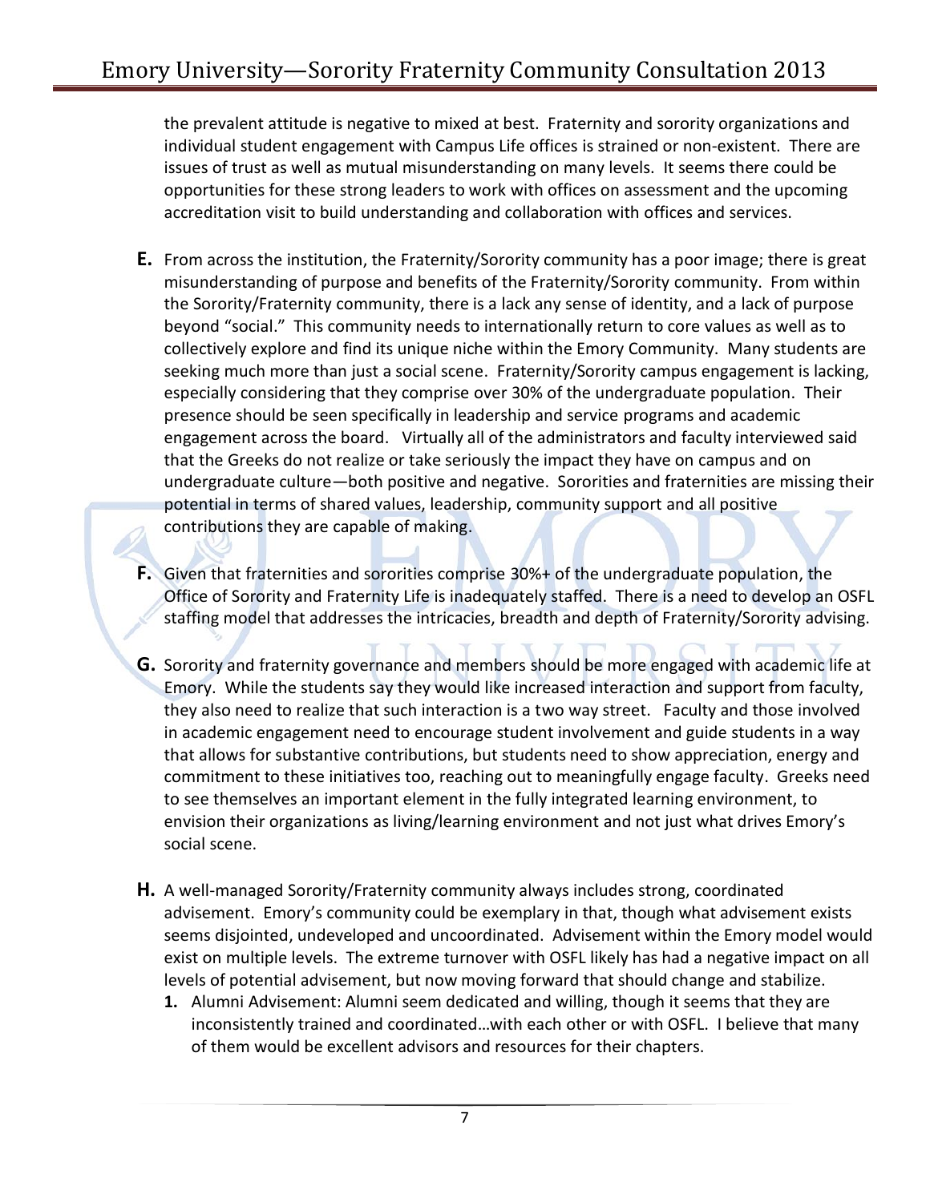the prevalent attitude is negative to mixed at best. Fraternity and sorority organizations and individual student engagement with Campus Life offices is strained or non-existent. There are issues of trust as well as mutual misunderstanding on many levels. It seems there could be opportunities for these strong leaders to work with offices on assessment and the upcoming accreditation visit to build understanding and collaboration with offices and services.

**E.** From across the institution, the Fraternity/Sorority community has a poor image; there is great misunderstanding of purpose and benefits of the Fraternity/Sorority community. From within the Sorority/Fraternity community, there is a lack any sense of identity, and a lack of purpose beyond "social." This community needs to internationally return to core values as well as to collectively explore and find its unique niche within the Emory Community. Many students are seeking much more than just a social scene. Fraternity/Sorority campus engagement is lacking, especially considering that they comprise over 30% of the undergraduate population. Their presence should be seen specifically in leadership and service programs and academic engagement across the board. Virtually all of the administrators and faculty interviewed said that the Greeks do not realize or take seriously the impact they have on campus and on undergraduate culture—both positive and negative. Sororities and fraternities are missing their potential in terms of shared values, leadership, community support and all positive contributions they are capable of making.

**F.** Given that fraternities and sororities comprise 30%+ of the undergraduate population, the Office of Sorority and Fraternity Life is inadequately staffed. There is a need to develop an OSFL staffing model that addresses the intricacies, breadth and depth of Fraternity/Sorority advising.

**G.** Sorority and fraternity governance and members should be more engaged with academic life at Emory. While the students say they would like increased interaction and support from faculty, they also need to realize that such interaction is a two way street. Faculty and those involved in academic engagement need to encourage student involvement and guide students in a way that allows for substantive contributions, but students need to show appreciation, energy and commitment to these initiatives too, reaching out to meaningfully engage faculty. Greeks need to see themselves an important element in the fully integrated learning environment, to envision their organizations as living/learning environment and not just what drives Emory's social scene.

**H.** A well-managed Sorority/Fraternity community always includes strong, coordinated advisement. Emory's community could be exemplary in that, though what advisement exists seems disjointed, undeveloped and uncoordinated. Advisement within the Emory model would exist on multiple levels. The extreme turnover with OSFL likely has had a negative impact on all levels of potential advisement, but now moving forward that should change and stabilize.

1. Alumni Advisement: Alumni seem dedicated and willing, though it seems that they are inconsistently trained and coordinated…with each other or with OSFL. I believe that many of them would be excellent advisors and resources for their chapters.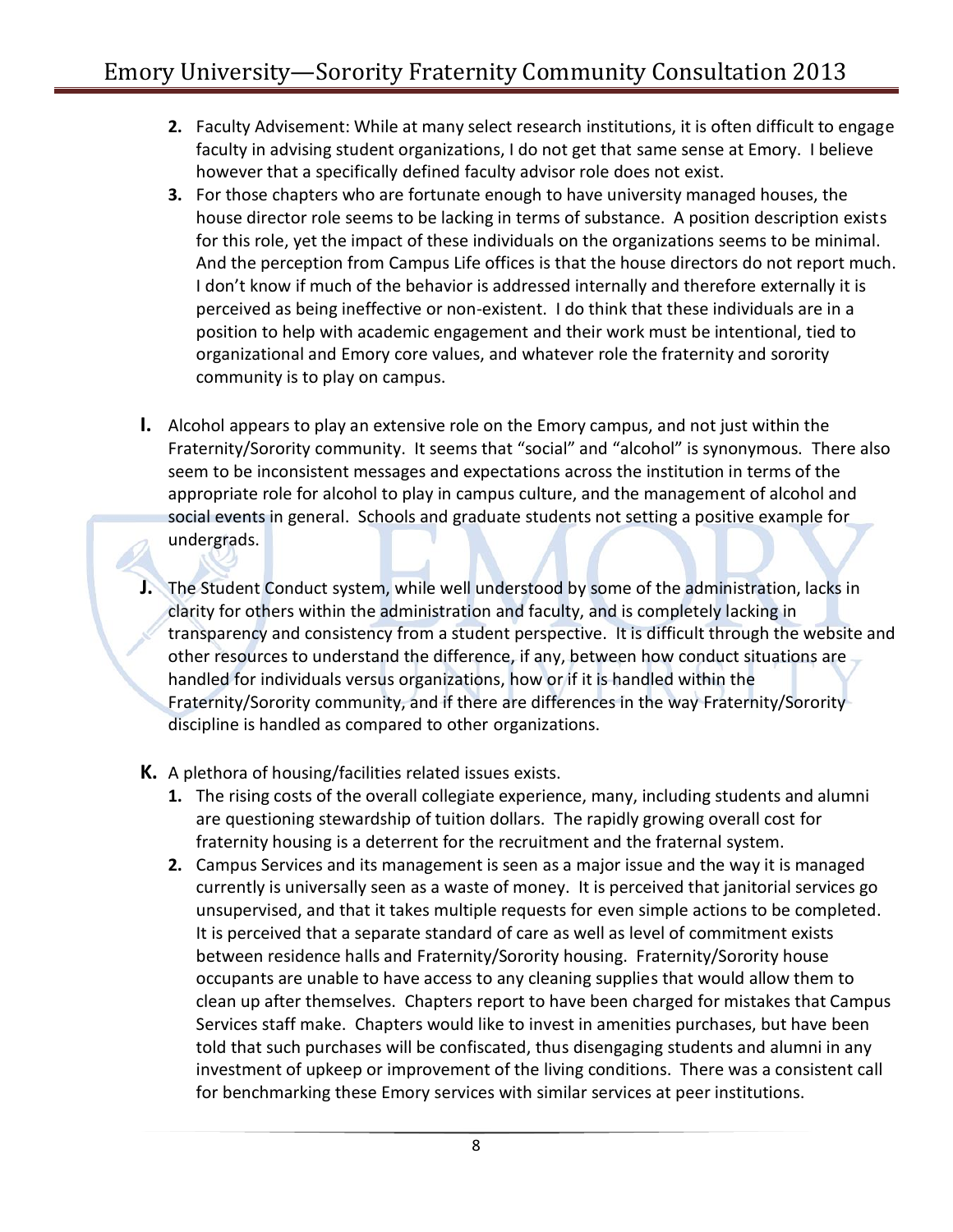2. Faculty Advisement: While at many select research institutions, it is often difficult to engage faculty in advising student organizations, I do not get that same sense at Emory. I believe however that a specifically defined faculty advisor role does not exist.
3. For those chapters who are fortunate enough to have university managed houses, the house director role seems to be lacking in terms of substance. A position description exists for this role, yet the impact of these individuals on the organizations seems to be minimal. And the perception from Campus Life offices is that the house directors do not report much. I don't know if much of the behavior is addressed internally and therefore externally it is perceived as being ineffective or non-existent. I do think that these individuals are in a position to help with academic engagement and their work must be intentional, tied to organizational and Emory core values, and whatever role the fraternity and sorority community is to play on campus.

**I.** Alcohol appears to play an extensive role on the Emory campus, and not just within the Fraternity/Sorority community. It seems that "social" and "alcohol" is synonymous. There also seem to be inconsistent messages and expectations across the institution in terms of the appropriate role for alcohol to play in campus culture, and the management of alcohol and social events in general. Schools and graduate students not setting a positive example for undergrads.

**J.** The Student Conduct system, while well understood by some of the administration, lacks in clarity for others within the administration and faculty, and is completely lacking in transparency and consistency from a student perspective. It is difficult through the website and other resources to understand the difference, if any, between how conduct situations are handled for individuals versus organizations, how or if it is handled within the Fraternity/Sorority community, and if there are differences in the way Fraternity/Sorority discipline is handled as compared to other organizations.

**K.** A plethora of housing/facilities related issues exists.

1. The rising costs of the overall collegiate experience, many, including students and alumni are questioning stewardship of tuition dollars. The rapidly growing overall cost for fraternity housing is a deterrent for the recruitment and the fraternal system.
2. Campus Services and its management is seen as a major issue and the way it is managed currently is universally seen as a waste of money. It is perceived that janitorial services go unsupervised, and that it takes multiple requests for even simple actions to be completed. It is perceived that a separate standard of care as well as level of commitment exists between residence halls and Fraternity/Sorority housing. Fraternity/Sorority house occupants are unable to have access to any cleaning supplies that would allow them to clean up after themselves. Chapters report to have been charged for mistakes that Campus Services staff make. Chapters would like to invest in amenities purchases, but have been told that such purchases will be confiscated, thus disengaging students and alumni in any investment of upkeep or improvement of the living conditions. There was a consistent call for benchmarking these Emory services with similar services at peer institutions.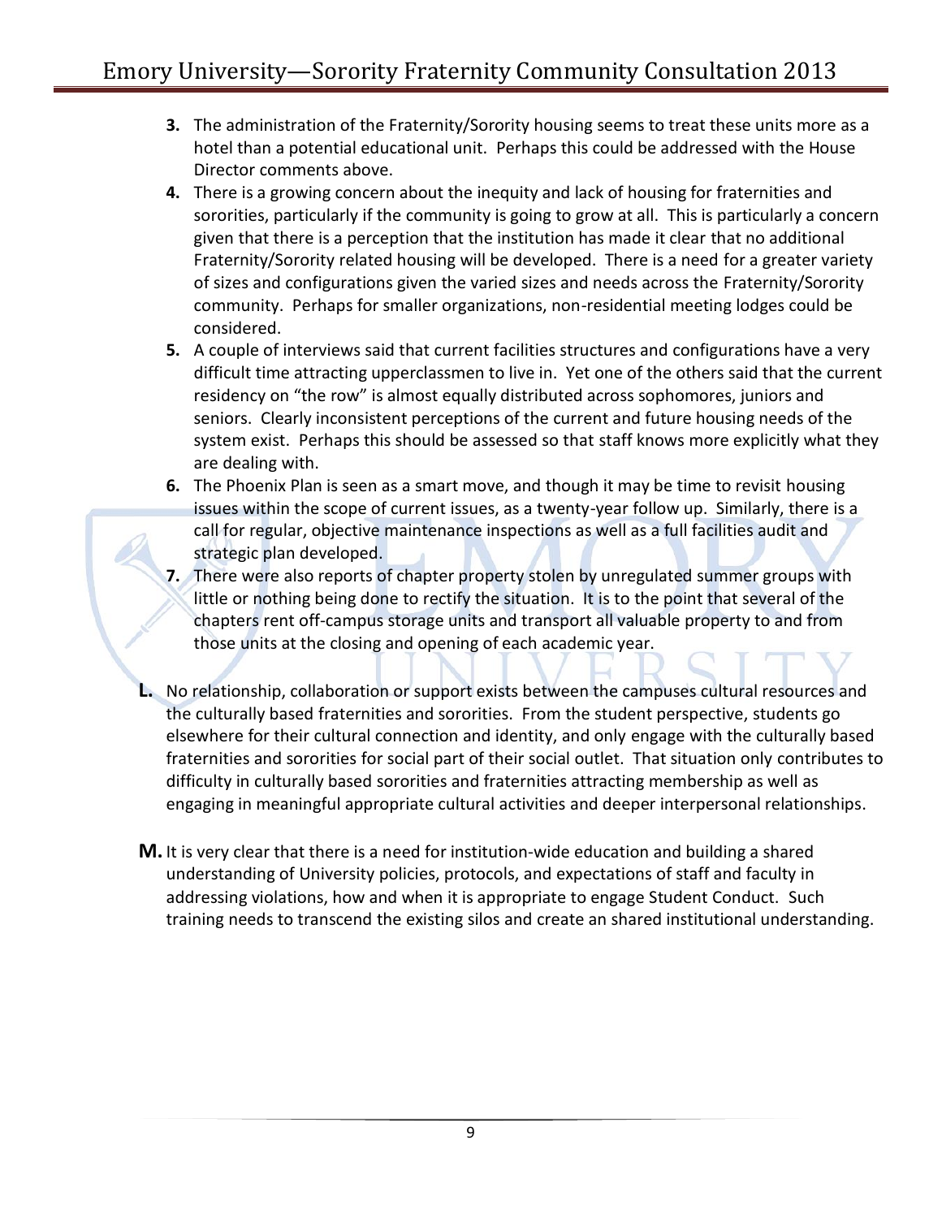3. The administration of the Fraternity/Sorority housing seems to treat these units more as a hotel than a potential educational unit. Perhaps this could be addressed with the House Director comments above.
4. There is a growing concern about the inequity and lack of housing for fraternities and sororities, particularly if the community is going to grow at all. This is particularly a concern given that there is a perception that the institution has made it clear that no additional Fraternity/Sorority related housing will be developed. There is a need for a greater variety of sizes and configurations given the varied sizes and needs across the Fraternity/Sorority community. Perhaps for smaller organizations, non-residential meeting lodges could be considered.
5. A couple of interviews said that current facilities structures and configurations have a very difficult time attracting upperclassmen to live in. Yet one of the others said that the current residency on "the row" is almost equally distributed across sophomores, juniors and seniors. Clearly inconsistent perceptions of the current and future housing needs of the system exist. Perhaps this should be assessed so that staff knows more explicitly what they are dealing with.
6. The Phoenix Plan is seen as a smart move, and though it may be time to revisit housing issues within the scope of current issues, as a twenty-year follow up. Similarly, there is a call for regular, objective maintenance inspections as well as a full facilities audit and strategic plan developed.
7. There were also reports of chapter property stolen by unregulated summer groups with little or nothing being done to rectify the situation. It is to the point that several of the chapters rent off-campus storage units and transport all valuable property to and from those units at the closing and opening of each academic year.

**L.** No relationship, collaboration or support exists between the campuses cultural resources and the culturally based fraternities and sororities. From the student perspective, students go elsewhere for their cultural connection and identity, and only engage with the culturally based fraternities and sororities for social part of their social outlet. That situation only contributes to difficulty in culturally based sororities and fraternities attracting membership as well as engaging in meaningful appropriate cultural activities and deeper interpersonal relationships.

**M.** It is very clear that there is a need for institution-wide education and building a shared understanding of University policies, protocols, and expectations of staff and faculty in addressing violations, how and when it is appropriate to engage Student Conduct. Such training needs to transcend the existing silos and create an shared institutional understanding.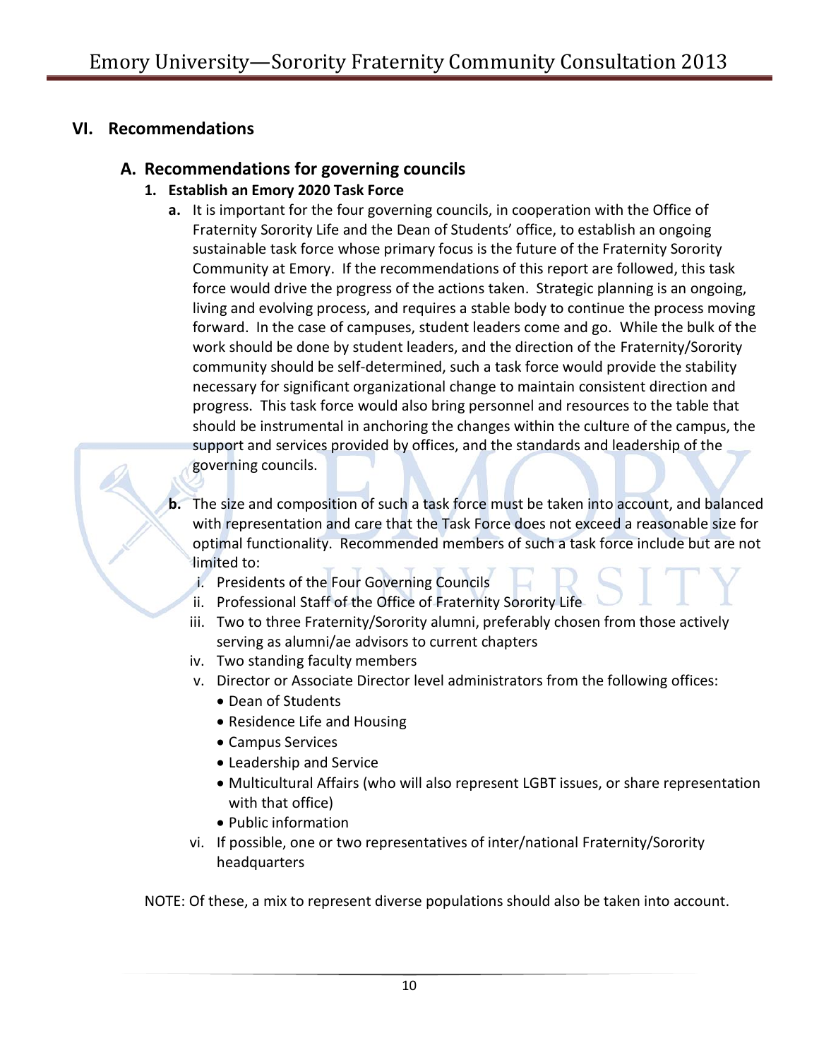## VI. Recommendations

### A. Recommendations for governing councils

#### 1. Establish an Emory 2020 Task Force

**a.** It is important for the four governing councils, in cooperation with the Office of Fraternity Sorority Life and the Dean of Students' office, to establish an ongoing sustainable task force whose primary focus is the future of the Fraternity Sorority Community at Emory. If the recommendations of this report are followed, this task force would drive the progress of the actions taken. Strategic planning is an ongoing, living and evolving process, and requires a stable body to continue the process moving forward. In the case of campuses, student leaders come and go. While the bulk of the work should be done by student leaders, and the direction of the Fraternity/Sorority community should be self-determined, such a task force would provide the stability necessary for significant organizational change to maintain consistent direction and progress. This task force would also bring personnel and resources to the table that should be instrumental in anchoring the changes within the culture of the campus, the support and services provided by offices, and the standards and leadership of the governing councils.

**b.** The size and composition of such a task force must be taken into account, and balanced with representation and care that the Task Force does not exceed a reasonable size for optimal functionality. Recommended members of such a task force include but are not limited to:

i. Presidents of the Four Governing Councils

ii. Professional Staff of the Office of Fraternity Sorority Life

iii. Two to three Fraternity/Sorority alumni, preferably chosen from those actively serving as alumni/ae advisors to current chapters

iv. Two standing faculty members

v. Director or Associate Director level administrators from the following offices:
- Dean of Students
- Residence Life and Housing
- Campus Services
- Leadership and Service
- Multicultural Affairs (who will also represent LGBT issues, or share representation with that office)
- Public information

vi. If possible, one or two representatives of inter/national Fraternity/Sorority headquarters

NOTE: Of these, a mix to represent diverse populations should also be taken into account.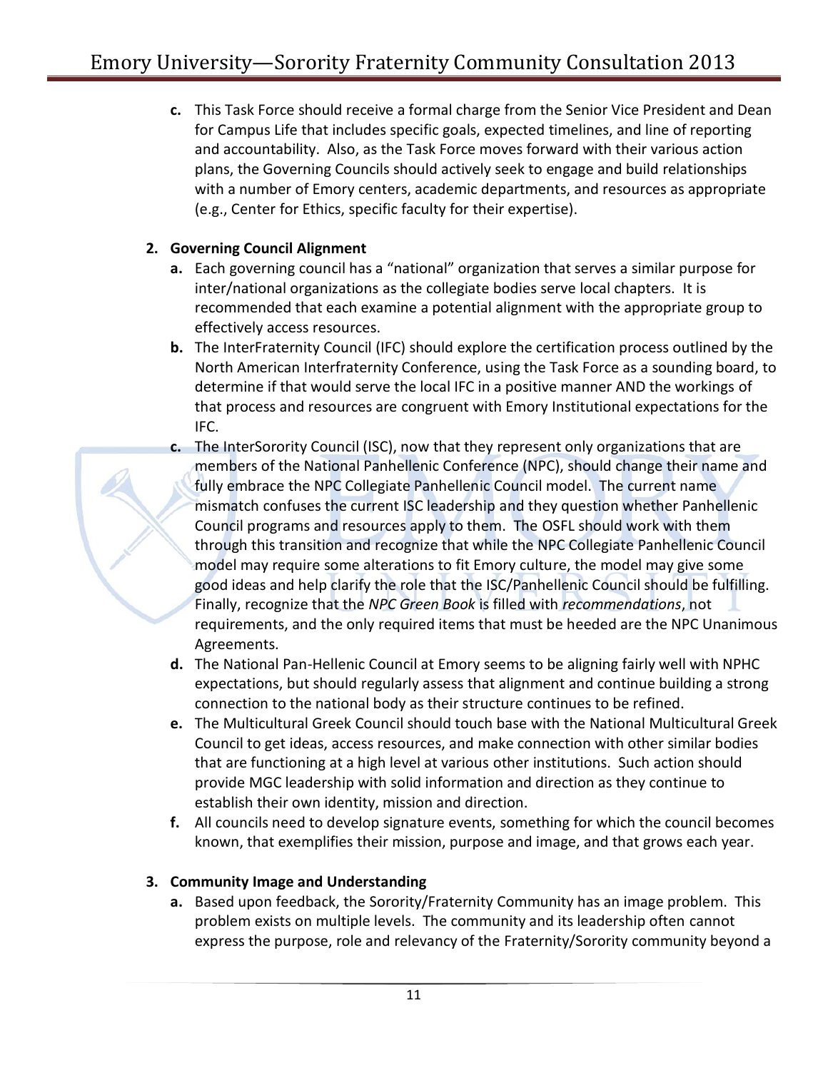c. This Task Force should receive a formal charge from the Senior Vice President and Dean for Campus Life that includes specific goals, expected timelines, and line of reporting and accountability. Also, as the Task Force moves forward with their various action plans, the Governing Councils should actively seek to engage and build relationships with a number of Emory centers, academic departments, and resources as appropriate (e.g., Center for Ethics, specific faculty for their expertise).

2. **Governing Council Alignment**
   - **a.** Each governing council has a "national" organization that serves a similar purpose for inter/national organizations as the collegiate bodies serve local chapters. It is recommended that each examine a potential alignment with the appropriate group to effectively access resources.
   - **b.** The InterFraternity Council (IFC) should explore the certification process outlined by the North American Interfraternity Conference, using the Task Force as a sounding board, to determine if that would serve the local IFC in a positive manner AND the workings of that process and resources are congruent with Emory Institutional expectations for the IFC.
   - **c.** The InterSorority Council (ISC), now that they represent only organizations that are members of the National Panhellenic Conference (NPC), should change their name and fully embrace the NPC Collegiate Panhellenic Council model. The current name mismatch confuses the current ISC leadership and they question whether Panhellenic Council programs and resources apply to them. The OSFL should work with them through this transition and recognize that while the NPC Collegiate Panhellenic Council model may require some alterations to fit Emory culture, the model may give some good ideas and help clarify the role that the ISC/Panhellenic Council should be fulfilling. Finally, recognize that the *NPC Green Book* is filled with *recommendations*, not requirements, and the only required items that must be heeded are the NPC Unanimous Agreements.
   - **d.** The National Pan-Hellenic Council at Emory seems to be aligning fairly well with NPHC expectations, but should regularly assess that alignment and continue building a strong connection to the national body as their structure continues to be refined.
   - **e.** The Multicultural Greek Council should touch base with the National Multicultural Greek Council to get ideas, access resources, and make connection with other similar bodies that are functioning at a high level at various other institutions. Such action should provide MGC leadership with solid information and direction as they continue to establish their own identity, mission and direction.
   - **f.** All councils need to develop signature events, something for which the council becomes known, that exemplifies their mission, purpose and image, and that grows each year.

3. **Community Image and Understanding**
   - **a.** Based upon feedback, the Sorority/Fraternity Community has an image problem. This problem exists on multiple levels. The community and its leadership often cannot express the purpose, role and relevancy of the Fraternity/Sorority community beyond a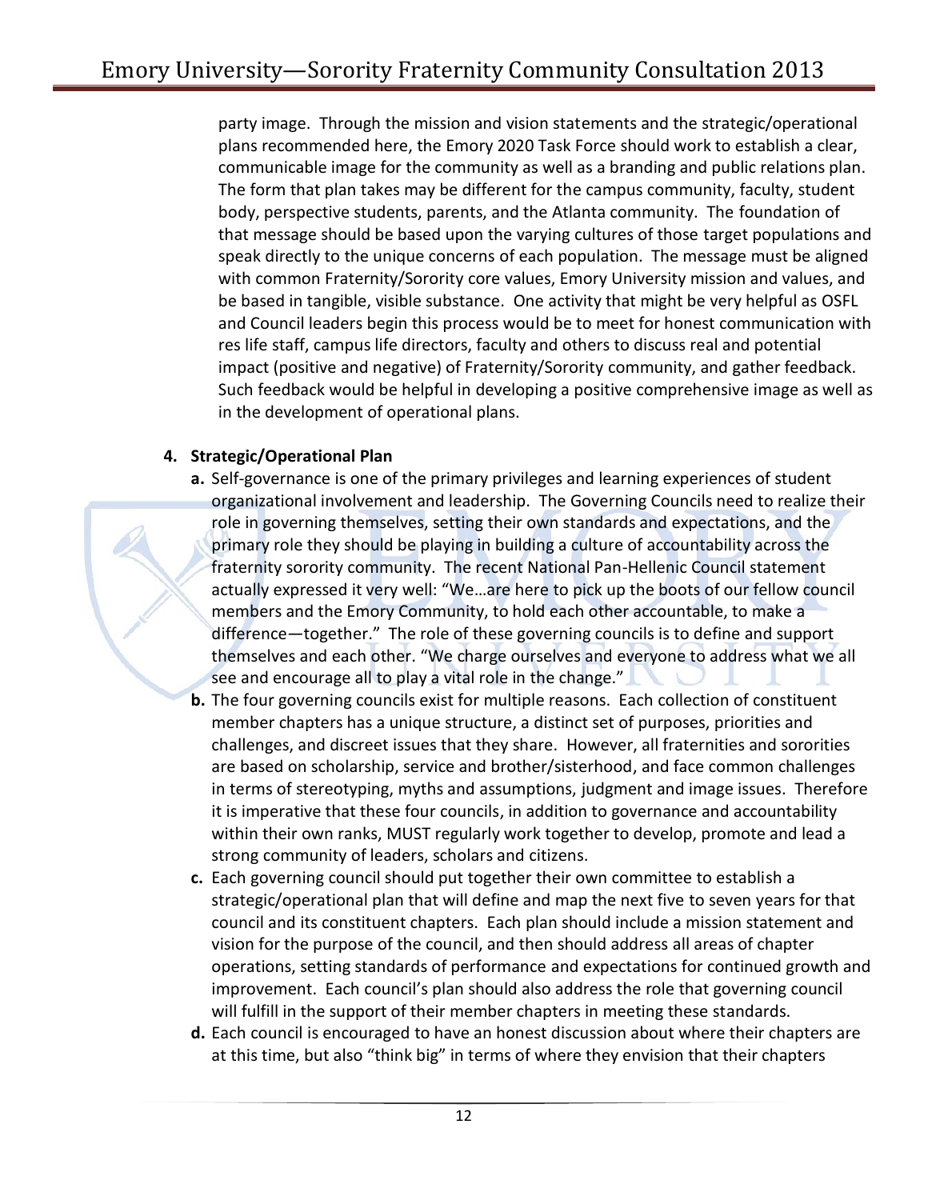party image. Through the mission and vision statements and the strategic/operational plans recommended here, the Emory 2020 Task Force should work to establish a clear, communicable image for the community as well as a branding and public relations plan. The form that plan takes may be different for the campus community, faculty, student body, perspective students, parents, and the Atlanta community. The foundation of that message should be based upon the varying cultures of those target populations and speak directly to the unique concerns of each population. The message must be aligned with common Fraternity/Sorority core values, Emory University mission and values, and be based in tangible, visible substance. One activity that might be very helpful as OSFL and Council leaders begin this process would be to meet for honest communication with res life staff, campus life directors, faculty and others to discuss real and potential impact (positive and negative) of Fraternity/Sorority community, and gather feedback. Such feedback would be helpful in developing a positive comprehensive image as well as in the development of operational plans.

4. **Strategic/Operational Plan**
   - **a.** Self-governance is one of the primary privileges and learning experiences of student organizational involvement and leadership. The Governing Councils need to realize their role in governing themselves, setting their own standards and expectations, and the primary role they should be playing in building a culture of accountability across the fraternity sorority community. The recent National Pan-Hellenic Council statement actually expressed it very well: "We…are here to pick up the boots of our fellow council members and the Emory Community, to hold each other accountable, to make a difference—together." The role of these governing councils is to define and support themselves and each other. "We charge ourselves and everyone to address what we all see and encourage all to play a vital role in the change."
   - **b.** The four governing councils exist for multiple reasons. Each collection of constituent member chapters has a unique structure, a distinct set of purposes, priorities and challenges, and discreet issues that they share. However, all fraternities and sororities are based on scholarship, service and brother/sisterhood, and face common challenges in terms of stereotyping, myths and assumptions, judgment and image issues. Therefore it is imperative that these four councils, in addition to governance and accountability within their own ranks, MUST regularly work together to develop, promote and lead a strong community of leaders, scholars and citizens.
   - **c.** Each governing council should put together their own committee to establish a strategic/operational plan that will define and map the next five to seven years for that council and its constituent chapters. Each plan should include a mission statement and vision for the purpose of the council, and then should address all areas of chapter operations, setting standards of performance and expectations for continued growth and improvement. Each council's plan should also address the role that governing council will fulfill in the support of their member chapters in meeting these standards.
   - **d.** Each council is encouraged to have an honest discussion about where their chapters are at this time, but also "think big" in terms of where they envision that their chapters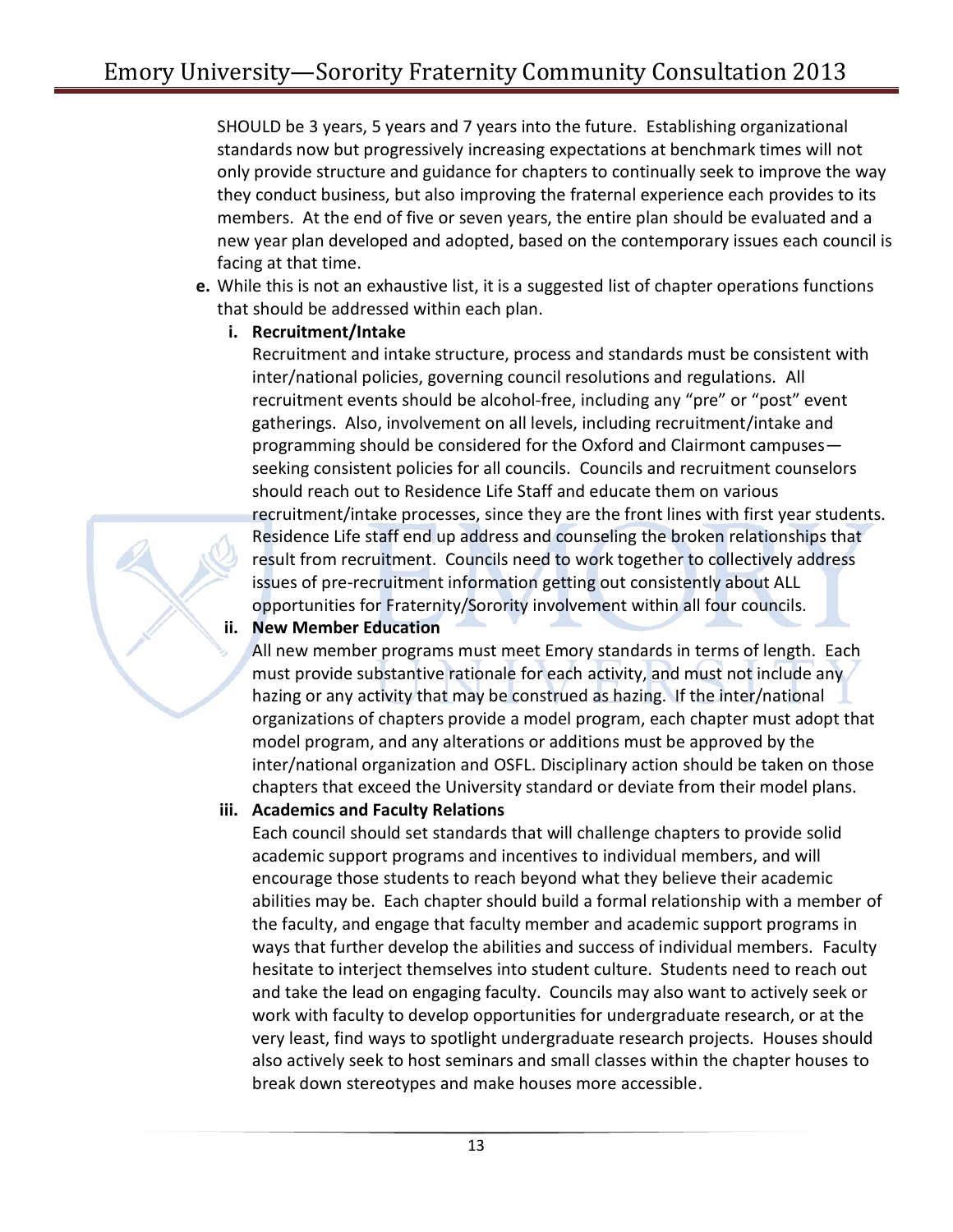SHOULD be 3 years, 5 years and 7 years into the future. Establishing organizational standards now but progressively increasing expectations at benchmark times will not only provide structure and guidance for chapters to continually seek to improve the way they conduct business, but also improving the fraternal experience each provides to its members. At the end of five or seven years, the entire plan should be evaluated and a new year plan developed and adopted, based on the contemporary issues each council is facing at that time.

**e.** While this is not an exhaustive list, it is a suggested list of chapter operations functions that should be addressed within each plan.

**i. Recruitment/Intake**

Recruitment and intake structure, process and standards must be consistent with inter/national policies, governing council resolutions and regulations. All recruitment events should be alcohol-free, including any "pre" or "post" event gatherings. Also, involvement on all levels, including recruitment/intake and programming should be considered for the Oxford and Clairmont campuses—seeking consistent policies for all councils. Councils and recruitment counselors should reach out to Residence Life Staff and educate them on various recruitment/intake processes, since they are the front lines with first year students. Residence Life staff end up address and counseling the broken relationships that result from recruitment. Councils need to work together to collectively address issues of pre-recruitment information getting out consistently about ALL opportunities for Fraternity/Sorority involvement within all four councils.

**ii. New Member Education**

All new member programs must meet Emory standards in terms of length. Each must provide substantive rationale for each activity, and must not include any hazing or any activity that may be construed as hazing. If the inter/national organizations of chapters provide a model program, each chapter must adopt that model program, and any alterations or additions must be approved by the inter/national organization and OSFL. Disciplinary action should be taken on those chapters that exceed the University standard or deviate from their model plans.

**iii. Academics and Faculty Relations**

Each council should set standards that will challenge chapters to provide solid academic support programs and incentives to individual members, and will encourage those students to reach beyond what they believe their academic abilities may be. Each chapter should build a formal relationship with a member of the faculty, and engage that faculty member and academic support programs in ways that further develop the abilities and success of individual members. Faculty hesitate to interject themselves into student culture. Students need to reach out and take the lead on engaging faculty. Councils may also want to actively seek or work with faculty to develop opportunities for undergraduate research, or at the very least, find ways to spotlight undergraduate research projects. Houses should also actively seek to host seminars and small classes within the chapter houses to break down stereotypes and make houses more accessible.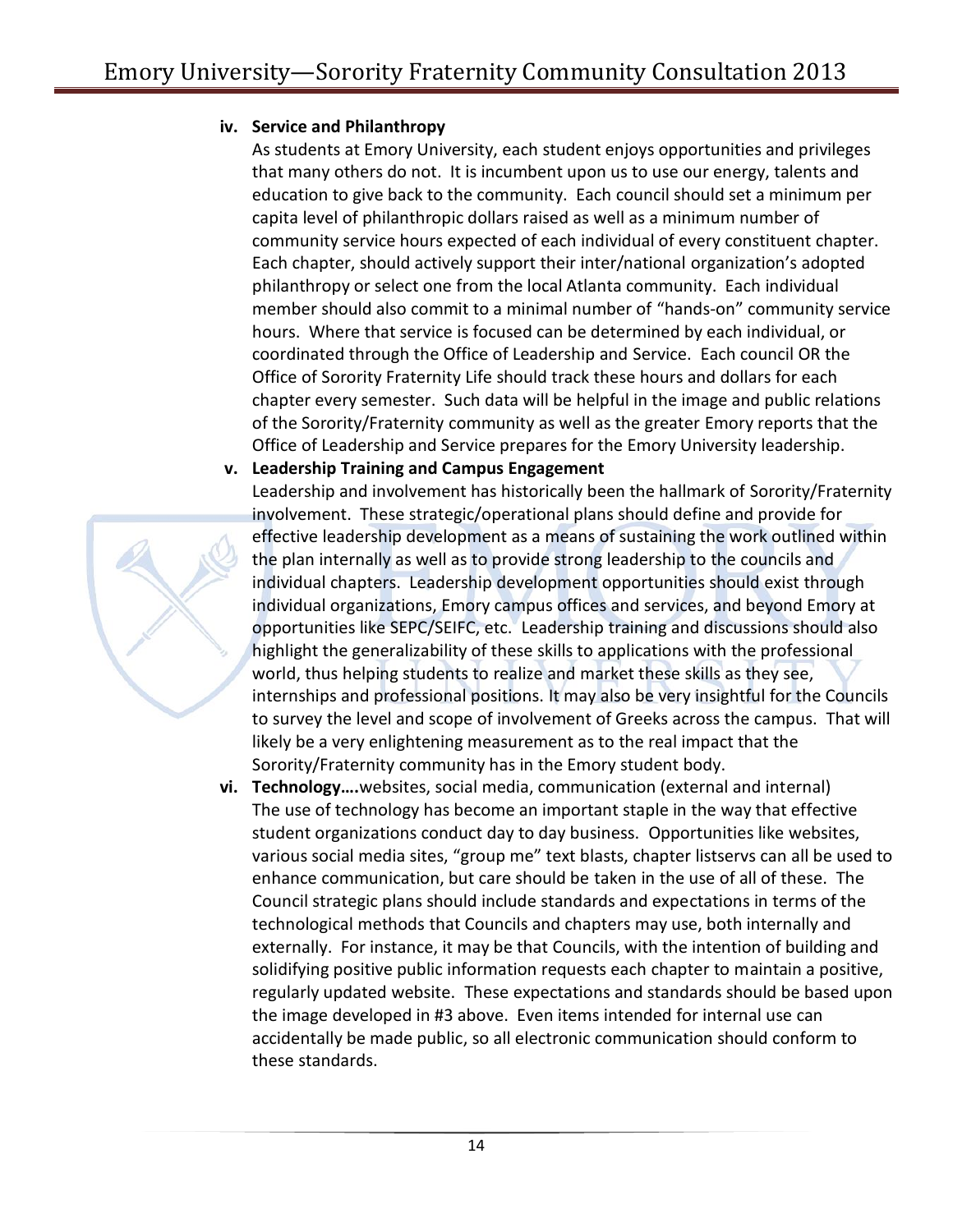**iv. Service and Philanthropy**

As students at Emory University, each student enjoys opportunities and privileges that many others do not. It is incumbent upon us to use our energy, talents and education to give back to the community. Each council should set a minimum per capita level of philanthropic dollars raised as well as a minimum number of community service hours expected of each individual of every constituent chapter. Each chapter, should actively support their inter/national organization's adopted philanthropy or select one from the local Atlanta community. Each individual member should also commit to a minimal number of "hands-on" community service hours. Where that service is focused can be determined by each individual, or coordinated through the Office of Leadership and Service. Each council OR the Office of Sorority Fraternity Life should track these hours and dollars for each chapter every semester. Such data will be helpful in the image and public relations of the Sorority/Fraternity community as well as the greater Emory reports that the Office of Leadership and Service prepares for the Emory University leadership.

**v. Leadership Training and Campus Engagement**

Leadership and involvement has historically been the hallmark of Sorority/Fraternity involvement. These strategic/operational plans should define and provide for effective leadership development as a means of sustaining the work outlined within the plan internally as well as to provide strong leadership to the councils and individual chapters. Leadership development opportunities should exist through individual organizations, Emory campus offices and services, and beyond Emory at opportunities like SEPC/SEIFC, etc. Leadership training and discussions should also highlight the generalizability of these skills to applications with the professional world, thus helping students to realize and market these skills as they see, internships and professional positions. It may also be very insightful for the Councils to survey the level and scope of involvement of Greeks across the campus. That will likely be a very enlightening measurement as to the real impact that the Sorority/Fraternity community has in the Emory student body.

**vi. Technology….**websites, social media, communication (external and internal)

The use of technology has become an important staple in the way that effective student organizations conduct day to day business. Opportunities like websites, various social media sites, "group me" text blasts, chapter listservs can all be used to enhance communication, but care should be taken in the use of all of these. The Council strategic plans should include standards and expectations in terms of the technological methods that Councils and chapters may use, both internally and externally. For instance, it may be that Councils, with the intention of building and solidifying positive public information requests each chapter to maintain a positive, regularly updated website. These expectations and standards should be based upon the image developed in #3 above. Even items intended for internal use can accidentally be made public, so all electronic communication should conform to these standards.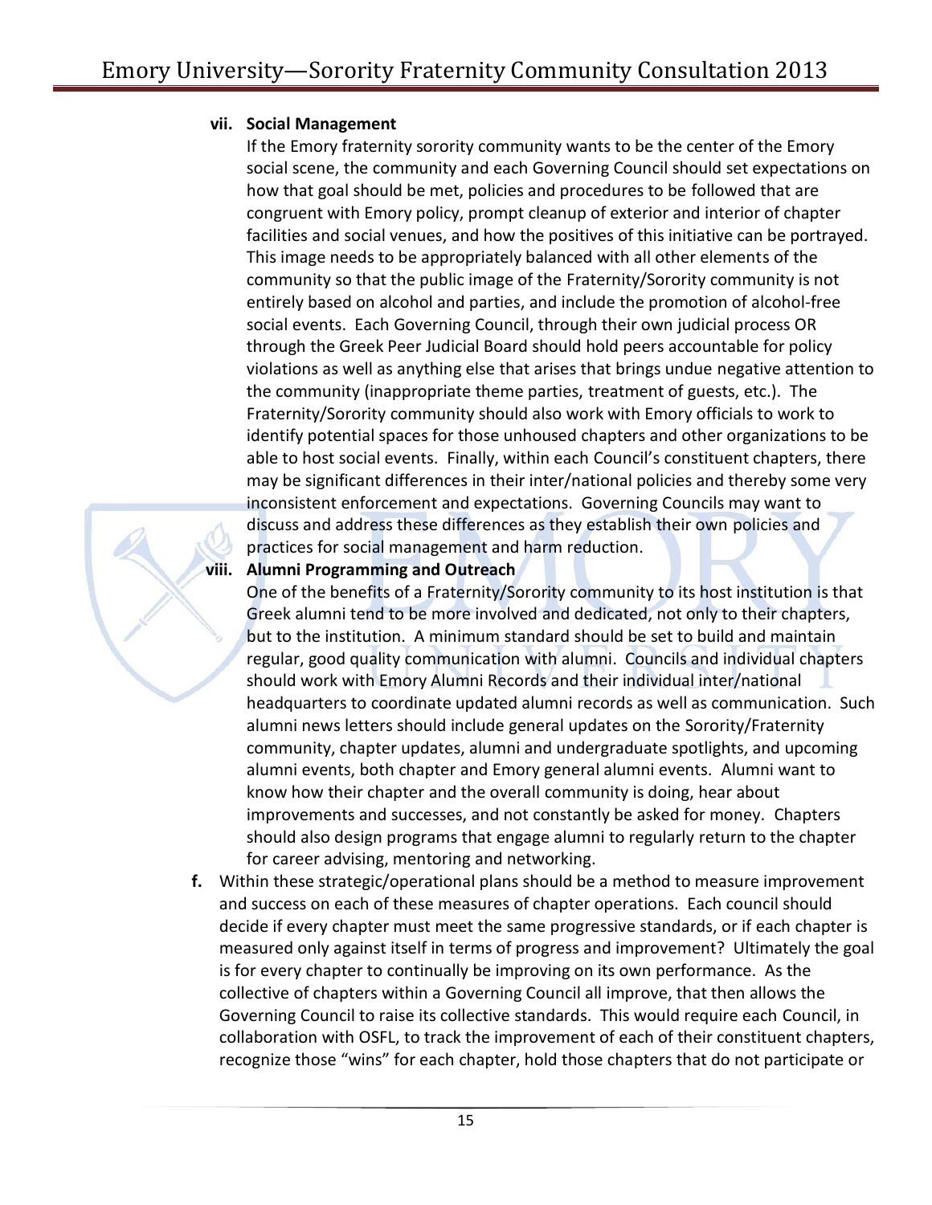vii. **Social Management**

If the Emory fraternity sorority community wants to be the center of the Emory social scene, the community and each Governing Council should set expectations on how that goal should be met, policies and procedures to be followed that are congruent with Emory policy, prompt cleanup of exterior and interior of chapter facilities and social venues, and how the positives of this initiative can be portrayed. This image needs to be appropriately balanced with all other elements of the community so that the public image of the Fraternity/Sorority community is not entirely based on alcohol and parties, and include the promotion of alcohol-free social events. Each Governing Council, through their own judicial process OR through the Greek Peer Judicial Board should hold peers accountable for policy violations as well as anything else that arises that brings undue negative attention to the community (inappropriate theme parties, treatment of guests, etc.). The Fraternity/Sorority community should also work with Emory officials to work to identify potential spaces for those unhoused chapters and other organizations to be able to host social events. Finally, within each Council's constituent chapters, there may be significant differences in their inter/national policies and thereby some very inconsistent enforcement and expectations. Governing Councils may want to discuss and address these differences as they establish their own policies and practices for social management and harm reduction.

viii. **Alumni Programming and Outreach**

One of the benefits of a Fraternity/Sorority community to its host institution is that Greek alumni tend to be more involved and dedicated, not only to their chapters, but to the institution. A minimum standard should be set to build and maintain regular, good quality communication with alumni. Councils and individual chapters should work with Emory Alumni Records and their individual inter/national headquarters to coordinate updated alumni records as well as communication. Such alumni news letters should include general updates on the Sorority/Fraternity community, chapter updates, alumni and undergraduate spotlights, and upcoming alumni events, both chapter and Emory general alumni events. Alumni want to know how their chapter and the overall community is doing, hear about improvements and successes, and not constantly be asked for money. Chapters should also design programs that engage alumni to regularly return to the chapter for career advising, mentoring and networking.

f. Within these strategic/operational plans should be a method to measure improvement and success on each of these measures of chapter operations. Each council should decide if every chapter must meet the same progressive standards, or if each chapter is measured only against itself in terms of progress and improvement? Ultimately the goal is for every chapter to continually be improving on its own performance. As the collective of chapters within a Governing Council all improve, that then allows the Governing Council to raise its collective standards. This would require each Council, in collaboration with OSFL, to track the improvement of each of their constituent chapters, recognize those "wins" for each chapter, hold those chapters that do not participate or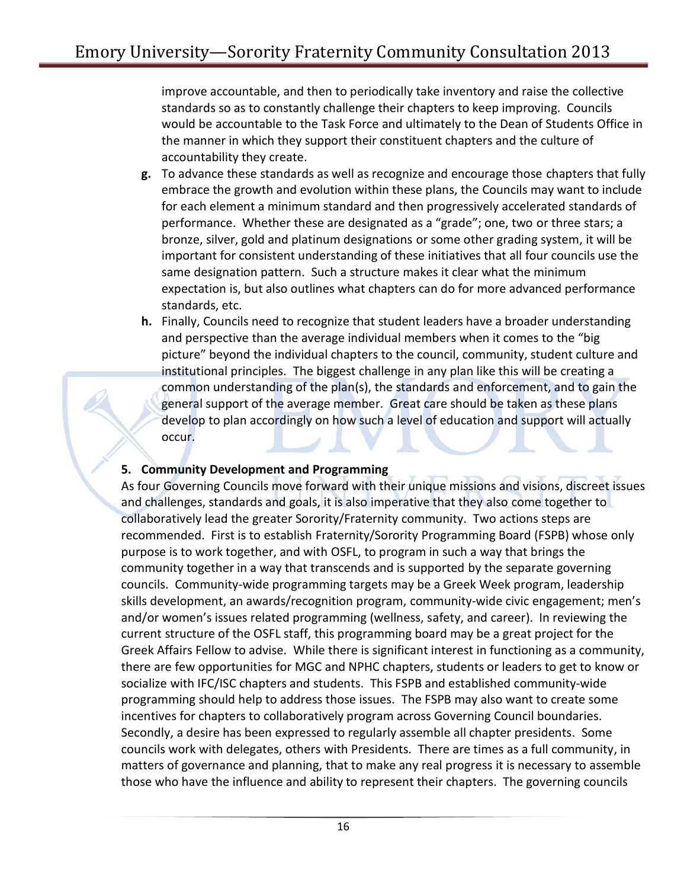improve accountable, and then to periodically take inventory and raise the collective standards so as to constantly challenge their chapters to keep improving. Councils would be accountable to the Task Force and ultimately to the Dean of Students Office in the manner in which they support their constituent chapters and the culture of accountability they create.

**g.** To advance these standards as well as recognize and encourage those chapters that fully embrace the growth and evolution within these plans, the Councils may want to include for each element a minimum standard and then progressively accelerated standards of performance. Whether these are designated as a "grade"; one, two or three stars; a bronze, silver, gold and platinum designations or some other grading system, it will be important for consistent understanding of these initiatives that all four councils use the same designation pattern. Such a structure makes it clear what the minimum expectation is, but also outlines what chapters can do for more advanced performance standards, etc.

**h.** Finally, Councils need to recognize that student leaders have a broader understanding and perspective than the average individual members when it comes to the "big picture" beyond the individual chapters to the council, community, student culture and institutional principles. The biggest challenge in any plan like this will be creating a common understanding of the plan(s), the standards and enforcement, and to gain the general support of the average member. Great care should be taken as these plans develop to plan accordingly on how such a level of education and support will actually occur.

**5. Community Development and Programming**

As four Governing Councils move forward with their unique missions and visions, discreet issues and challenges, standards and goals, it is also imperative that they also come together to collaboratively lead the greater Sorority/Fraternity community. Two actions steps are recommended. First is to establish Fraternity/Sorority Programming Board (FSPB) whose only purpose is to work together, and with OSFL, to program in such a way that brings the community together in a way that transcends and is supported by the separate governing councils. Community-wide programming targets may be a Greek Week program, leadership skills development, an awards/recognition program, community-wide civic engagement; men's and/or women's issues related programming (wellness, safety, and career). In reviewing the current structure of the OSFL staff, this programming board may be a great project for the Greek Affairs Fellow to advise. While there is significant interest in functioning as a community, there are few opportunities for MGC and NPHC chapters, students or leaders to get to know or socialize with IFC/ISC chapters and students. This FSPB and established community-wide programming should help to address those issues. The FSPB may also want to create some incentives for chapters to collaboratively program across Governing Council boundaries. Secondly, a desire has been expressed to regularly assemble all chapter presidents. Some councils work with delegates, others with Presidents. There are times as a full community, in matters of governance and planning, that to make any real progress it is necessary to assemble those who have the influence and ability to represent their chapters. The governing councils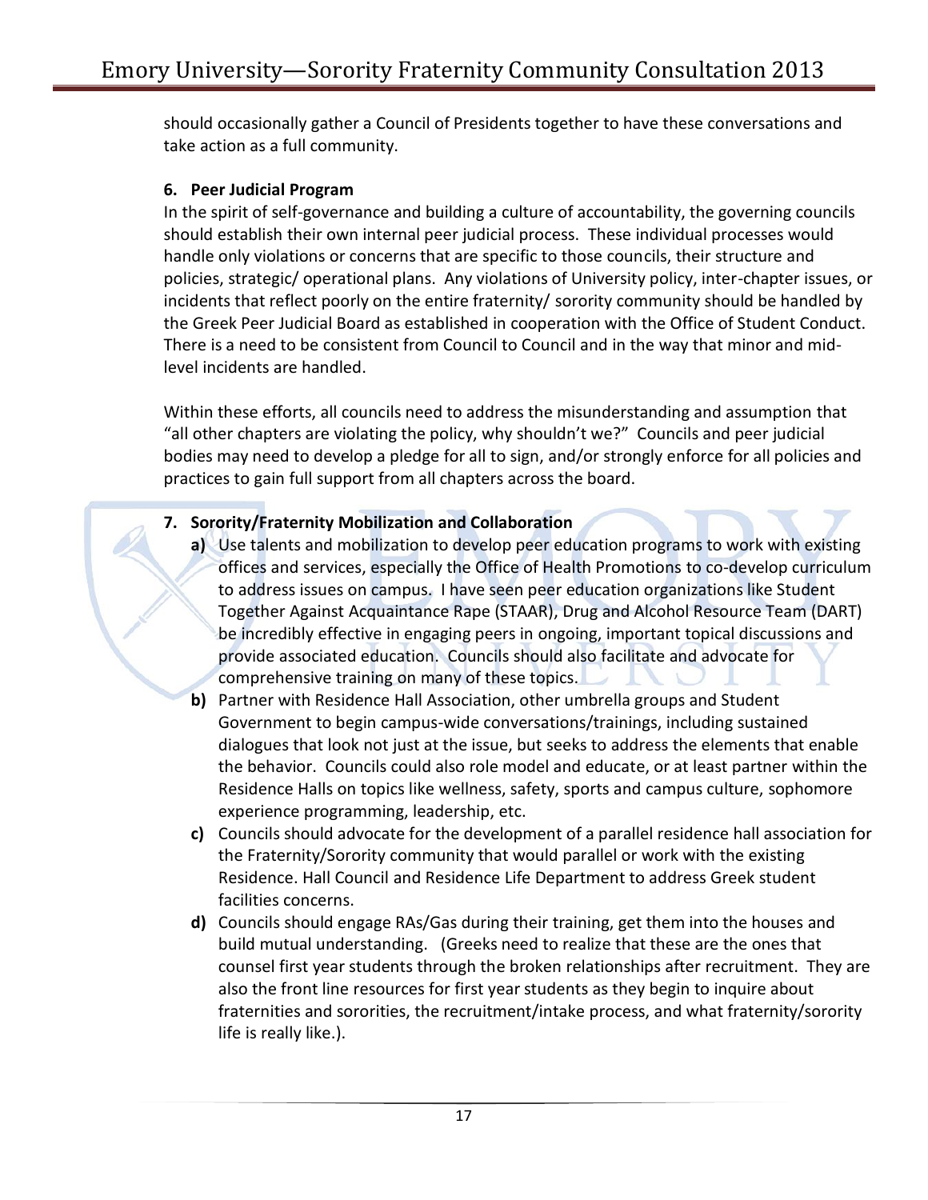should occasionally gather a Council of Presidents together to have these conversations and take action as a full community.

6. **Peer Judicial Program**

In the spirit of self-governance and building a culture of accountability, the governing councils should establish their own internal peer judicial process. These individual processes would handle only violations or concerns that are specific to those councils, their structure and policies, strategic/ operational plans. Any violations of University policy, inter-chapter issues, or incidents that reflect poorly on the entire fraternity/ sorority community should be handled by the Greek Peer Judicial Board as established in cooperation with the Office of Student Conduct. There is a need to be consistent from Council to Council and in the way that minor and mid-level incidents are handled.

Within these efforts, all councils need to address the misunderstanding and assumption that "all other chapters are violating the policy, why shouldn't we?" Councils and peer judicial bodies may need to develop a pledge for all to sign, and/or strongly enforce for all policies and practices to gain full support from all chapters across the board.

7. **Sorority/Fraternity Mobilization and Collaboration**

   **a)** Use talents and mobilization to develop peer education programs to work with existing offices and services, especially the Office of Health Promotions to co-develop curriculum to address issues on campus. I have seen peer education organizations like Student Together Against Acquaintance Rape (STAAR), Drug and Alcohol Resource Team (DART) be incredibly effective in engaging peers in ongoing, important topical discussions and provide associated education. Councils should also facilitate and advocate for comprehensive training on many of these topics.

   **b)** Partner with Residence Hall Association, other umbrella groups and Student Government to begin campus-wide conversations/trainings, including sustained dialogues that look not just at the issue, but seeks to address the elements that enable the behavior. Councils could also role model and educate, or at least partner within the Residence Halls on topics like wellness, safety, sports and campus culture, sophomore experience programming, leadership, etc.

   **c)** Councils should advocate for the development of a parallel residence hall association for the Fraternity/Sorority community that would parallel or work with the existing Residence. Hall Council and Residence Life Department to address Greek student facilities concerns.

   **d)** Councils should engage RAs/Gas during their training, get them into the houses and build mutual understanding. (Greeks need to realize that these are the ones that counsel first year students through the broken relationships after recruitment. They are also the front line resources for first year students as they begin to inquire about fraternities and sororities, the recruitment/intake process, and what fraternity/sorority life is really like.).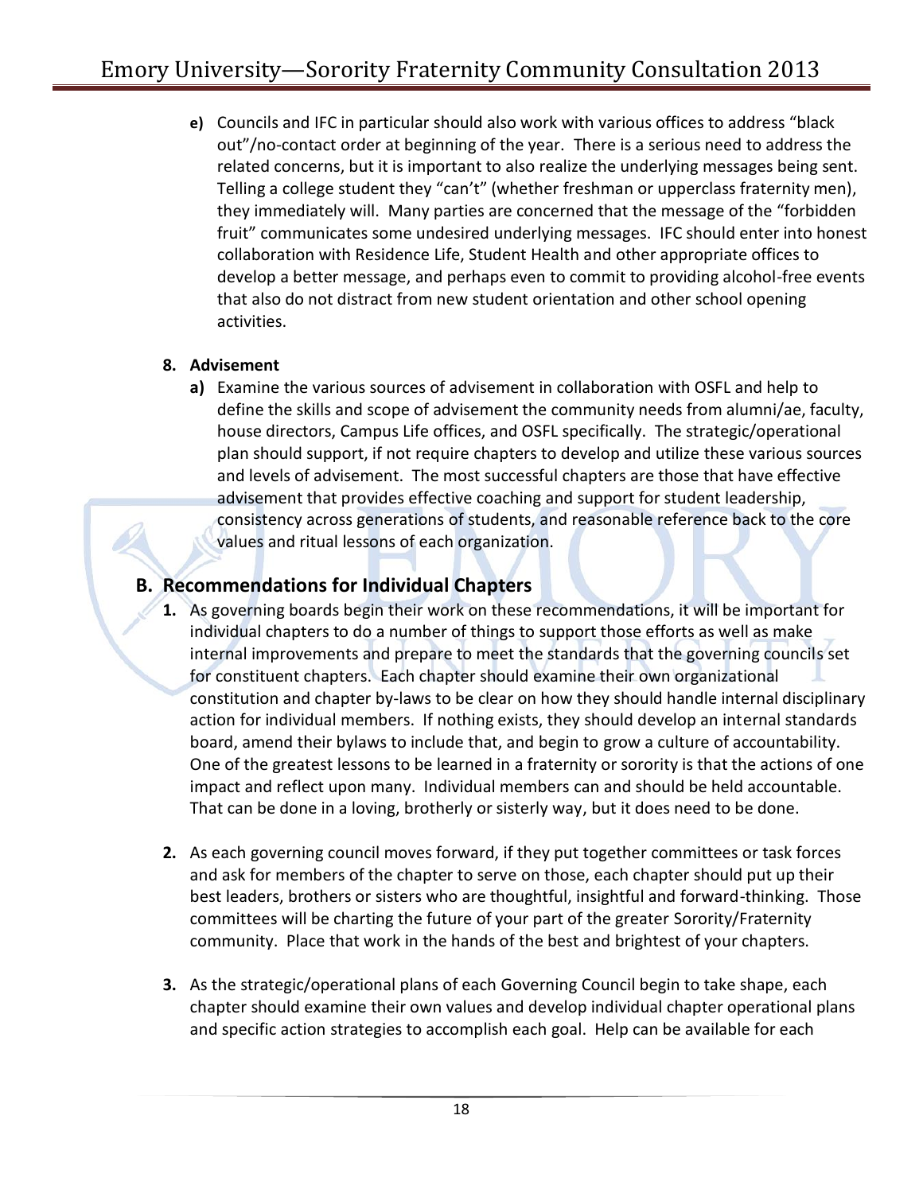e) Councils and IFC in particular should also work with various offices to address "black out"/no-contact order at beginning of the year. There is a serious need to address the related concerns, but it is important to also realize the underlying messages being sent. Telling a college student they "can't" (whether freshman or upperclass fraternity men), they immediately will. Many parties are concerned that the message of the "forbidden fruit" communicates some undesired underlying messages. IFC should enter into honest collaboration with Residence Life, Student Health and other appropriate offices to develop a better message, and perhaps even to commit to providing alcohol-free events that also do not distract from new student orientation and other school opening activities.

**8. Advisement**

a) Examine the various sources of advisement in collaboration with OSFL and help to define the skills and scope of advisement the community needs from alumni/ae, faculty, house directors, Campus Life offices, and OSFL specifically. The strategic/operational plan should support, if not require chapters to develop and utilize these various sources and levels of advisement. The most successful chapters are those that have effective advisement that provides effective coaching and support for student leadership, consistency across generations of students, and reasonable reference back to the core values and ritual lessons of each organization.

## B. Recommendations for Individual Chapters

1. As governing boards begin their work on these recommendations, it will be important for individual chapters to do a number of things to support those efforts as well as make internal improvements and prepare to meet the standards that the governing councils set for constituent chapters. Each chapter should examine their own organizational constitution and chapter by-laws to be clear on how they should handle internal disciplinary action for individual members. If nothing exists, they should develop an internal standards board, amend their bylaws to include that, and begin to grow a culture of accountability. One of the greatest lessons to be learned in a fraternity or sorority is that the actions of one impact and reflect upon many. Individual members can and should be held accountable. That can be done in a loving, brotherly or sisterly way, but it does need to be done.

2. As each governing council moves forward, if they put together committees or task forces and ask for members of the chapter to serve on those, each chapter should put up their best leaders, brothers or sisters who are thoughtful, insightful and forward-thinking. Those committees will be charting the future of your part of the greater Sorority/Fraternity community. Place that work in the hands of the best and brightest of your chapters.

3. As the strategic/operational plans of each Governing Council begin to take shape, each chapter should examine their own values and develop individual chapter operational plans and specific action strategies to accomplish each goal. Help can be available for each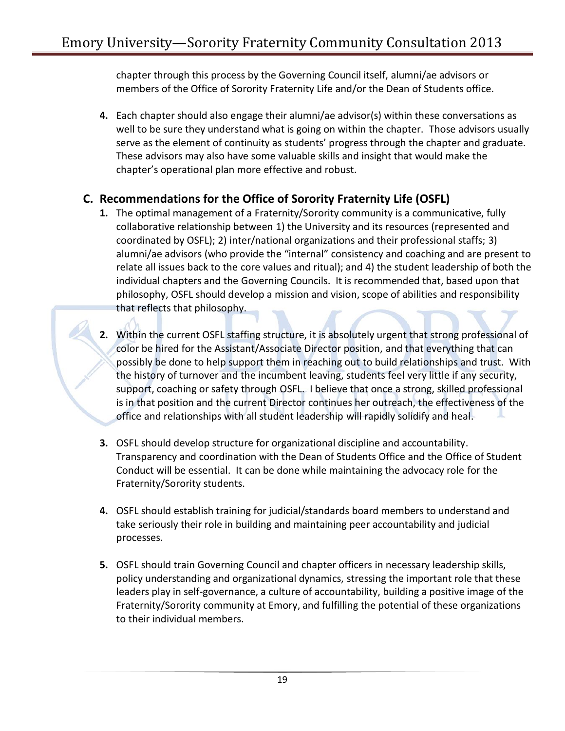chapter through this process by the Governing Council itself, alumni/ae advisors or members of the Office of Sorority Fraternity Life and/or the Dean of Students office.

4. Each chapter should also engage their alumni/ae advisor(s) within these conversations as well to be sure they understand what is going on within the chapter. Those advisors usually serve as the element of continuity as students' progress through the chapter and graduate. These advisors may also have some valuable skills and insight that would make the chapter's operational plan more effective and robust.

## C. Recommendations for the Office of Sorority Fraternity Life (OSFL)

1. The optimal management of a Fraternity/Sorority community is a communicative, fully collaborative relationship between 1) the University and its resources (represented and coordinated by OSFL); 2) inter/national organizations and their professional staffs; 3) alumni/ae advisors (who provide the "internal" consistency and coaching and are present to relate all issues back to the core values and ritual); and 4) the student leadership of both the individual chapters and the Governing Councils. It is recommended that, based upon that philosophy, OSFL should develop a mission and vision, scope of abilities and responsibility that reflects that philosophy.

2. Within the current OSFL staffing structure, it is absolutely urgent that strong professional of color be hired for the Assistant/Associate Director position, and that everything that can possibly be done to help support them in reaching out to build relationships and trust. With the history of turnover and the incumbent leaving, students feel very little if any security, support, coaching or safety through OSFL. I believe that once a strong, skilled professional is in that position and the current Director continues her outreach, the effectiveness of the office and relationships with all student leadership will rapidly solidify and heal.

3. OSFL should develop structure for organizational discipline and accountability. Transparency and coordination with the Dean of Students Office and the Office of Student Conduct will be essential. It can be done while maintaining the advocacy role for the Fraternity/Sorority students.

4. OSFL should establish training for judicial/standards board members to understand and take seriously their role in building and maintaining peer accountability and judicial processes.

5. OSFL should train Governing Council and chapter officers in necessary leadership skills, policy understanding and organizational dynamics, stressing the important role that these leaders play in self-governance, a culture of accountability, building a positive image of the Fraternity/Sorority community at Emory, and fulfilling the potential of these organizations to their individual members.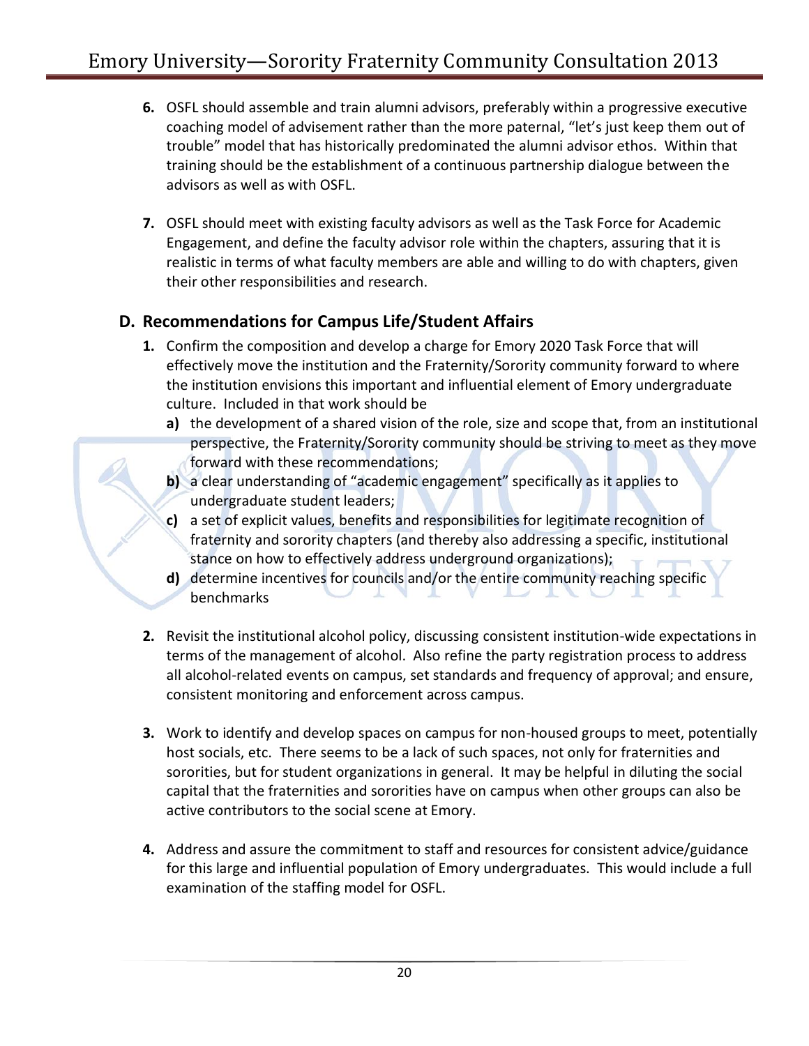6. OSFL should assemble and train alumni advisors, preferably within a progressive executive coaching model of advisement rather than the more paternal, "let's just keep them out of trouble" model that has historically predominated the alumni advisor ethos. Within that training should be the establishment of a continuous partnership dialogue between the advisors as well as with OSFL.

7. OSFL should meet with existing faculty advisors as well as the Task Force for Academic Engagement, and define the faculty advisor role within the chapters, assuring that it is realistic in terms of what faculty members are able and willing to do with chapters, given their other responsibilities and research.

## D. Recommendations for Campus Life/Student Affairs

1. Confirm the composition and develop a charge for Emory 2020 Task Force that will effectively move the institution and the Fraternity/Sorority community forward to where the institution envisions this important and influential element of Emory undergraduate culture. Included in that work should be
   - **a)** the development of a shared vision of the role, size and scope that, from an institutional perspective, the Fraternity/Sorority community should be striving to meet as they move forward with these recommendations;
   - **b)** a clear understanding of "academic engagement" specifically as it applies to undergraduate student leaders;
   - **c)** a set of explicit values, benefits and responsibilities for legitimate recognition of fraternity and sorority chapters (and thereby also addressing a specific, institutional stance on how to effectively address underground organizations);
   - **d)** determine incentives for councils and/or the entire community reaching specific benchmarks

2. Revisit the institutional alcohol policy, discussing consistent institution-wide expectations in terms of the management of alcohol. Also refine the party registration process to address all alcohol-related events on campus, set standards and frequency of approval; and ensure, consistent monitoring and enforcement across campus.

3. Work to identify and develop spaces on campus for non-housed groups to meet, potentially host socials, etc. There seems to be a lack of such spaces, not only for fraternities and sororities, but for student organizations in general. It may be helpful in diluting the social capital that the fraternities and sororities have on campus when other groups can also be active contributors to the social scene at Emory.

4. Address and assure the commitment to staff and resources for consistent advice/guidance for this large and influential population of Emory undergraduates. This would include a full examination of the staffing model for OSFL.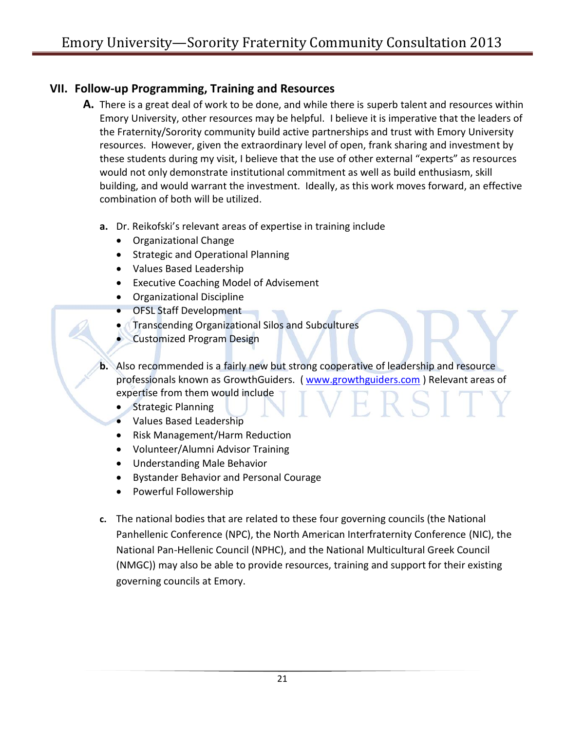## VII. Follow-up Programming, Training and Resources

**A.** There is a great deal of work to be done, and while there is superb talent and resources within Emory University, other resources may be helpful. I believe it is imperative that the leaders of the Fraternity/Sorority community build active partnerships and trust with Emory University resources. However, given the extraordinary level of open, frank sharing and investment by these students during my visit, I believe that the use of other external "experts" as resources would not only demonstrate institutional commitment as well as build enthusiasm, skill building, and would warrant the investment. Ideally, as this work moves forward, an effective combination of both will be utilized.

**a.** Dr. Reikofski's relevant areas of expertise in training include

- Organizational Change
- Strategic and Operational Planning
- Values Based Leadership
- Executive Coaching Model of Advisement
- Organizational Discipline
- OFSL Staff Development
- Transcending Organizational Silos and Subcultures
- Customized Program Design

**b.** Also recommended is a fairly new but strong cooperative of leadership and resource professionals known as GrowthGuiders. ( www.growthguiders.com ) Relevant areas of expertise from them would include

- Strategic Planning
- Values Based Leadership
- Risk Management/Harm Reduction
- Volunteer/Alumni Advisor Training
- Understanding Male Behavior
- Bystander Behavior and Personal Courage
- Powerful Followership

**c.** The national bodies that are related to these four governing councils (the National Panhellenic Conference (NPC), the North American Interfraternity Conference (NIC), the National Pan-Hellenic Council (NPHC), and the National Multicultural Greek Council (NMGC)) may also be able to provide resources, training and support for their existing governing councils at Emory.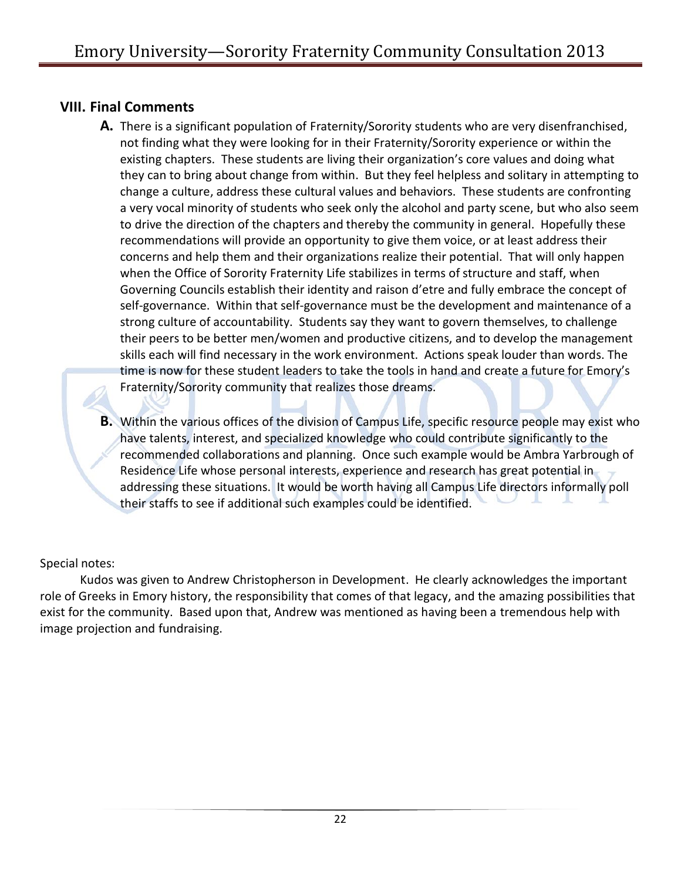## VIII. Final Comments

**A.** There is a significant population of Fraternity/Sorority students who are very disenfranchised, not finding what they were looking for in their Fraternity/Sorority experience or within the existing chapters. These students are living their organization's core values and doing what they can to bring about change from within. But they feel helpless and solitary in attempting to change a culture, address these cultural values and behaviors. These students are confronting a very vocal minority of students who seek only the alcohol and party scene, but who also seem to drive the direction of the chapters and thereby the community in general. Hopefully these recommendations will provide an opportunity to give them voice, or at least address their concerns and help them and their organizations realize their potential. That will only happen when the Office of Sorority Fraternity Life stabilizes in terms of structure and staff, when Governing Councils establish their identity and raison d'etre and fully embrace the concept of self-governance. Within that self-governance must be the development and maintenance of a strong culture of accountability. Students say they want to govern themselves, to challenge their peers to be better men/women and productive citizens, and to develop the management skills each will find necessary in the work environment. Actions speak louder than words. The time is now for these student leaders to take the tools in hand and create a future for Emory's Fraternity/Sorority community that realizes those dreams.

**B.** Within the various offices of the division of Campus Life, specific resource people may exist who have talents, interest, and specialized knowledge who could contribute significantly to the recommended collaborations and planning. Once such example would be Ambra Yarbrough of Residence Life whose personal interests, experience and research has great potential in addressing these situations. It would be worth having all Campus Life directors informally poll their staffs to see if additional such examples could be identified.

Special notes:

Kudos was given to Andrew Christopherson in Development. He clearly acknowledges the important role of Greeks in Emory history, the responsibility that comes of that legacy, and the amazing possibilities that exist for the community. Based upon that, Andrew was mentioned as having been a tremendous help with image projection and fundraising.